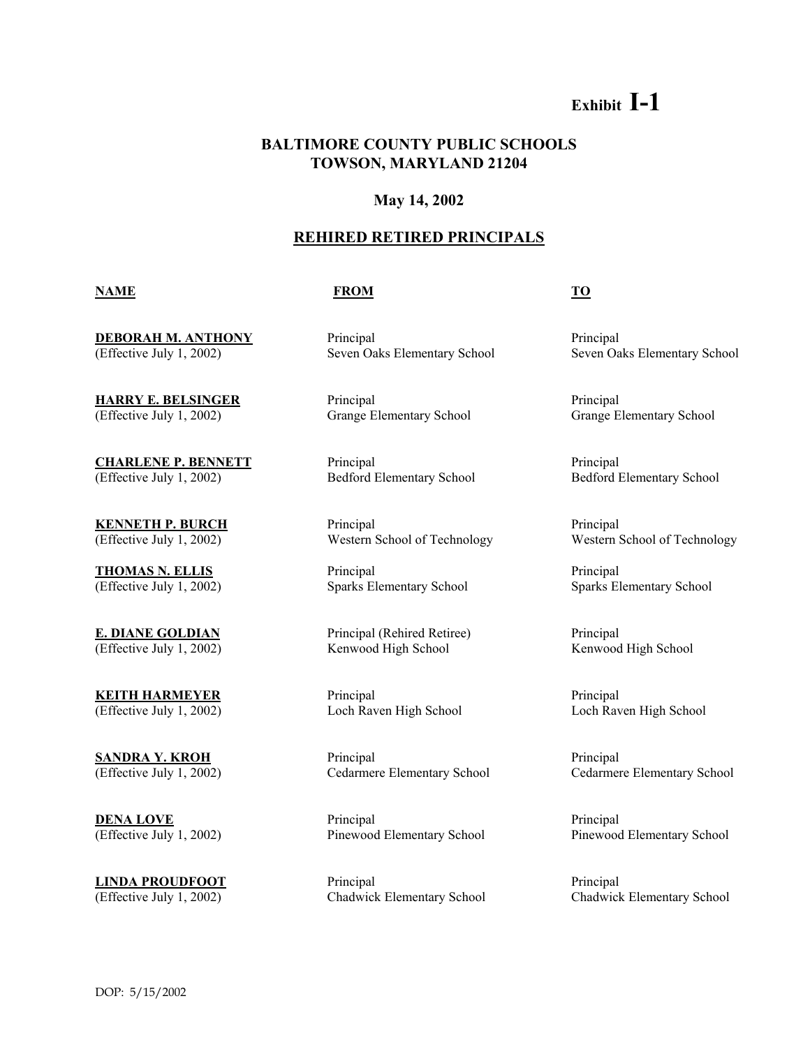Exhibit **I-1**

**BALTIMORE COUNTY PUBLIC SCHOOLS**
**TOWSON, MARYLAND 21204**

**May 14, 2002**

## REHIRED RETIRED PRINCIPALS

| NAME | FROM | TO |
|---|---|---|
| **DEBORAH M. ANTHONY** (Effective July 1, 2002) | Principal Seven Oaks Elementary School | Principal Seven Oaks Elementary School |
| **HARRY E. BELSINGER** (Effective July 1, 2002) | Principal Grange Elementary School | Principal Grange Elementary School |
| **CHARLENE P. BENNETT** (Effective July 1, 2002) | Principal Bedford Elementary School | Principal Bedford Elementary School |
| **KENNETH P. BURCH** (Effective July 1, 2002) | Principal Western School of Technology | Principal Western School of Technology |
| **THOMAS N. ELLIS** (Effective July 1, 2002) | Principal Sparks Elementary School | Principal Sparks Elementary School |
| **E. DIANE GOLDIAN** (Effective July 1, 2002) | Principal (Rehired Retiree) Kenwood High School | Principal Kenwood High School |
| **KEITH HARMEYER** (Effective July 1, 2002) | Principal Loch Raven High School | Principal Loch Raven High School |
| **SANDRA Y. KROH** (Effective July 1, 2002) | Principal Cedarmere Elementary School | Principal Cedarmere Elementary School |
| **DENA LOVE** (Effective July 1, 2002) | Principal Pinewood Elementary School | Principal Pinewood Elementary School |
| **LINDA PROUDFOOT** (Effective July 1, 2002) | Principal Chadwick Elementary School | Principal Chadwick Elementary School |

DOP: 5/15/2002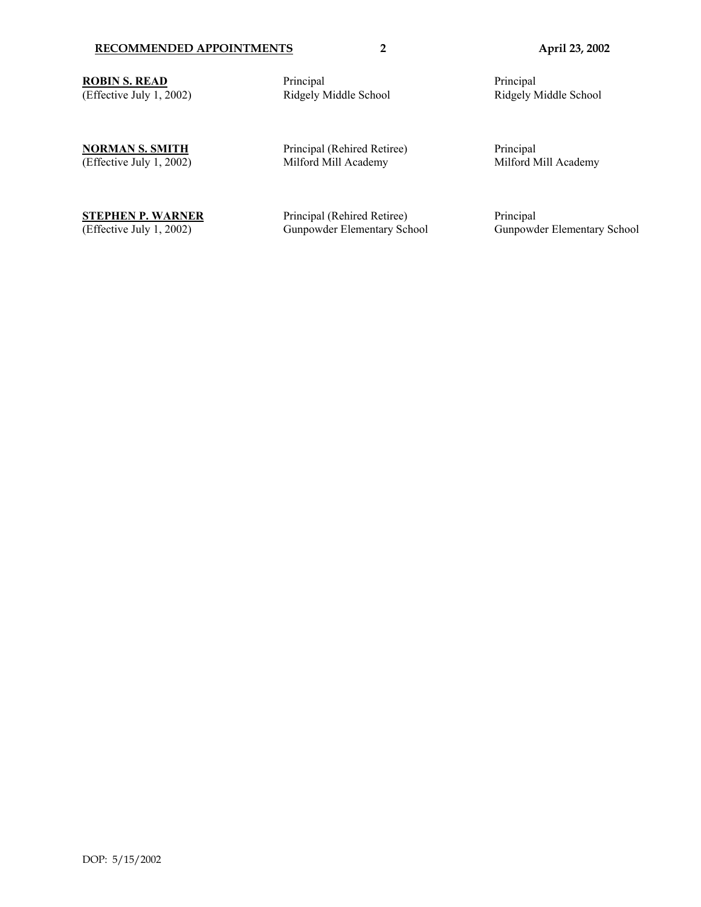| | | |
|---|---|---|
| **ROBIN S. READ**<br>(Effective July 1, 2002) | Principal<br>Ridgely Middle School | Principal<br>Ridgely Middle School |
| **NORMAN S. SMITH**<br>(Effective July 1, 2002) | Principal (Rehired Retiree)<br>Milford Mill Academy | Principal<br>Milford Mill Academy |
| **STEPHEN P. WARNER**<br>(Effective July 1, 2002) | Principal (Rehired Retiree)<br>Gunpowder Elementary School | Principal<br>Gunpowder Elementary School |

DOP: 5/15/2002